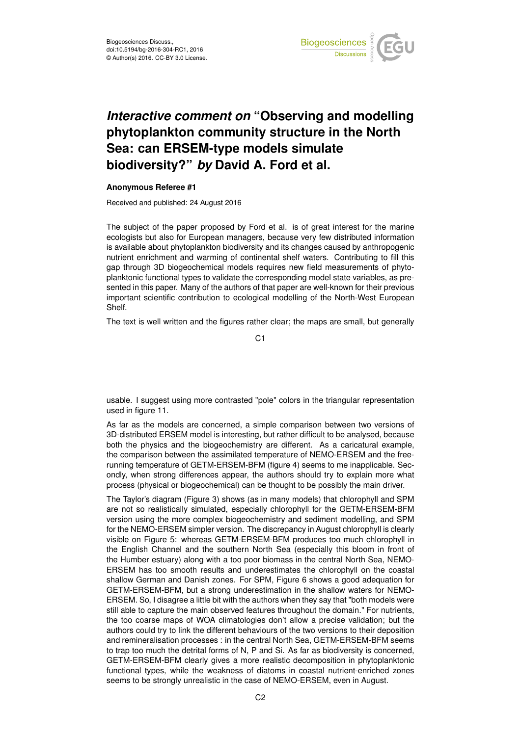# *Interactive comment on* "Observing and modelling phytoplankton community structure in the North Sea: can ERSEM-type models simulate biodiversity?" *by* David A. Ford et al.

**Anonymous Referee #1**

Received and published: 24 August 2016

The subject of the paper proposed by Ford et al. is of great interest for the marine ecologists but also for European managers, because very few distributed information is available about phytoplankton biodiversity and its changes caused by anthropogenic nutrient enrichment and warming of continental shelf waters. Contributing to fill this gap through 3D biogeochemical models requires new field measurements of phytoplanktonic functional types to validate the corresponding model state variables, as presented in this paper. Many of the authors of that paper are well-known for their previous important scientific contribution to ecological modelling of the North-West European Shelf.

The text is well written and the figures rather clear; the maps are small, but generally usable. I suggest using more contrasted "pole" colors in the triangular representation used in figure 11.

As far as the models are concerned, a simple comparison between two versions of 3D-distributed ERSEM model is interesting, but rather difficult to be analysed, because both the physics and the biogeochemistry are different. As a caricatural example, the comparison between the assimilated temperature of NEMO-ERSEM and the free-running temperature of GETM-ERSEM-BFM (figure 4) seems to me inapplicable. Secondly, when strong differences appear, the authors should try to explain more what process (physical or biogeochemical) can be thought to be possibly the main driver.

The Taylor's diagram (Figure 3) shows (as in many models) that chlorophyll and SPM are not so realistically simulated, especially chlorophyll for the GETM-ERSEM-BFM version using the more complex biogeochemistry and sediment modelling, and SPM for the NEMO-ERSEM simpler version. The discrepancy in August chlorophyll is clearly visible on Figure 5: whereas GETM-ERSEM-BFM produces too much chlorophyll in the English Channel and the southern North Sea (especially this bloom in front of the Humber estuary) along with a too poor biomass in the central North Sea, NEMO-ERSEM has too smooth results and underestimates the chlorophyll on the coastal shallow German and Danish zones. For SPM, Figure 6 shows a good adequation for GETM-ERSEM-BFM, but a strong underestimation in the shallow waters for NEMO-ERSEM. So, I disagree a little bit with the authors when they say that "both models were still able to capture the main observed features throughout the domain." For nutrients, the too coarse maps of WOA climatologies don't allow a precise validation; but the authors could try to link the different behaviours of the two versions to their deposition and remineralisation processes : in the central North Sea, GETM-ERSEM-BFM seems to trap too much the detrital forms of N, P and Si. As far as biodiversity is concerned, GETM-ERSEM-BFM clearly gives a more realistic decomposition in phytoplanktonic functional types, while the weakness of diatoms in coastal nutrient-enriched zones seems to be strongly unrealistic in the case of NEMO-ERSEM, even in August.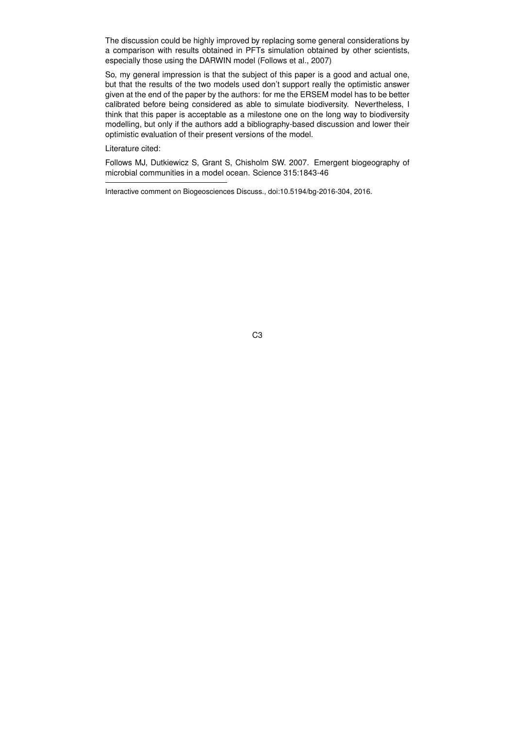The discussion could be highly improved by replacing some general considerations by a comparison with results obtained in PFTs simulation obtained by other scientists, especially those using the DARWIN model (Follows et al., 2007)

So, my general impression is that the subject of this paper is a good and actual one, but that the results of the two models used don't support really the optimistic answer given at the end of the paper by the authors: for me the ERSEM model has to be better calibrated before being considered as able to simulate biodiversity. Nevertheless, I think that this paper is acceptable as a milestone one on the long way to biodiversity modelling, but only if the authors add a bibliography-based discussion and lower their optimistic evaluation of their present versions of the model.

Literature cited:

Follows MJ, Dutkiewicz S, Grant S, Chisholm SW. 2007. Emergent biogeography of microbial communities in a model ocean. Science 315:1843-46

---

Interactive comment on Biogeosciences Discuss., doi:10.5194/bg-2016-304, 2016.